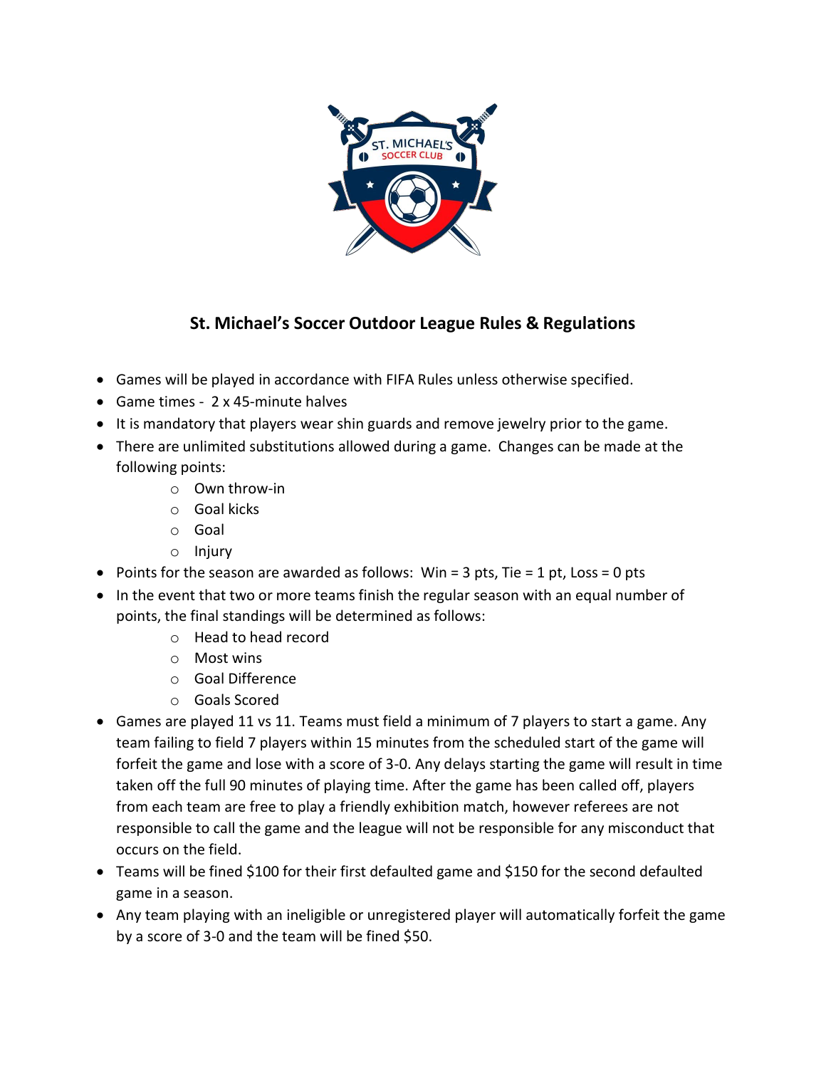## St. Michael's Soccer Outdoor League Rules & Regulations

- Games will be played in accordance with FIFA Rules unless otherwise specified.
- Game times - 2 x 45-minute halves
- It is mandatory that players wear shin guards and remove jewelry prior to the game.
- There are unlimited substitutions allowed during a game. Changes can be made at the following points:
  - Own throw-in
  - Goal kicks
  - Goal
  - Injury
- Points for the season are awarded as follows: Win = 3 pts, Tie = 1 pt, Loss = 0 pts
- In the event that two or more teams finish the regular season with an equal number of points, the final standings will be determined as follows:
  - Head to head record
  - Most wins
  - Goal Difference
  - Goals Scored
- Games are played 11 vs 11. Teams must field a minimum of 7 players to start a game. Any team failing to field 7 players within 15 minutes from the scheduled start of the game will forfeit the game and lose with a score of 3-0. Any delays starting the game will result in time taken off the full 90 minutes of playing time. After the game has been called off, players from each team are free to play a friendly exhibition match, however referees are not responsible to call the game and the league will not be responsible for any misconduct that occurs on the field.
- Teams will be fined $100 for their first defaulted game and $150 for the second defaulted game in a season.
- Any team playing with an ineligible or unregistered player will automatically forfeit the game by a score of 3-0 and the team will be fined $50.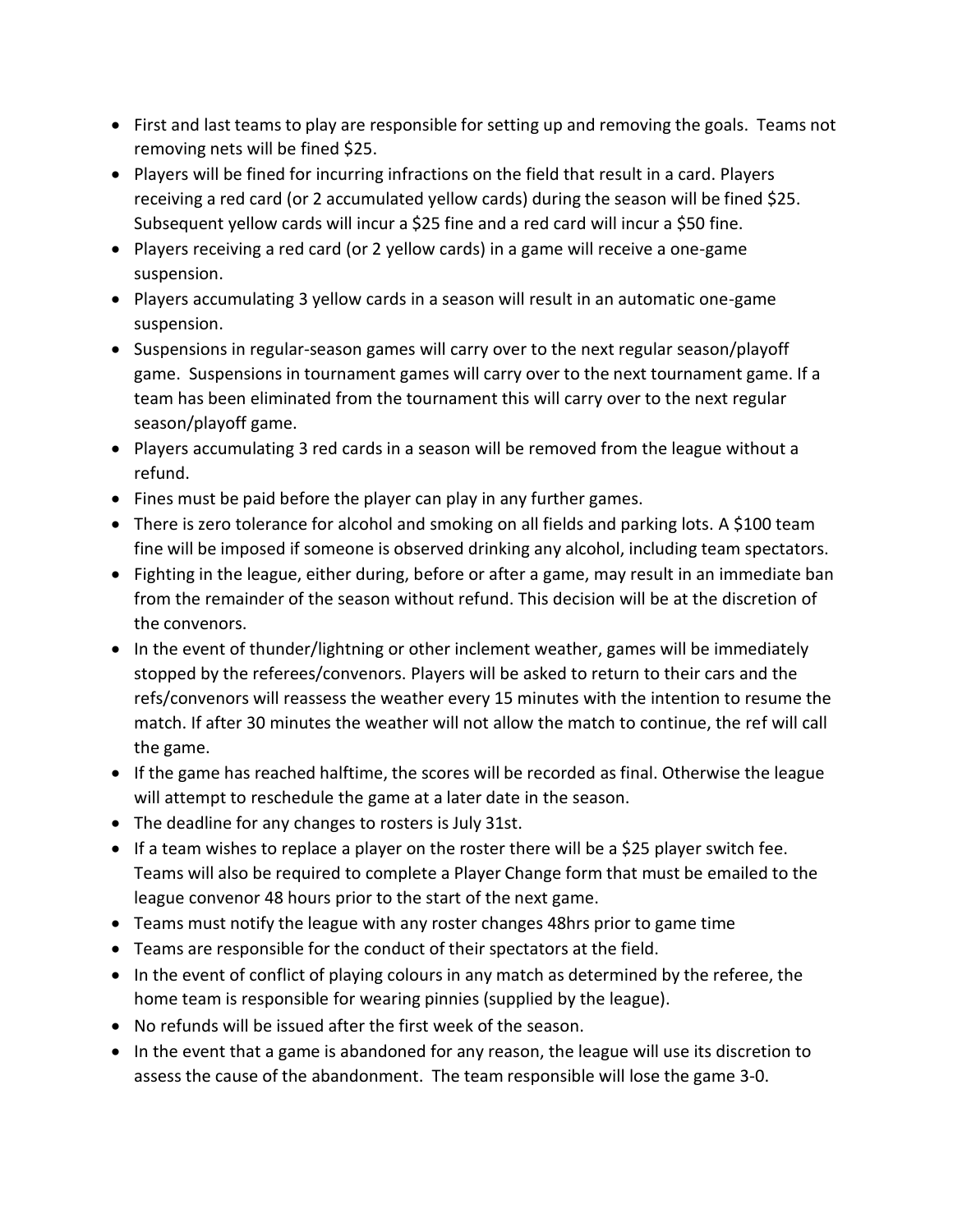- First and last teams to play are responsible for setting up and removing the goals.  Teams not removing nets will be fined $25.
- Players will be fined for incurring infractions on the field that result in a card. Players receiving a red card (or 2 accumulated yellow cards) during the season will be fined $25. Subsequent yellow cards will incur a $25 fine and a red card will incur a $50 fine.
- Players receiving a red card (or 2 yellow cards) in a game will receive a one-game suspension.
- Players accumulating 3 yellow cards in a season will result in an automatic one-game suspension.
- Suspensions in regular-season games will carry over to the next regular season/playoff game.  Suspensions in tournament games will carry over to the next tournament game. If a team has been eliminated from the tournament this will carry over to the next regular season/playoff game.
- Players accumulating 3 red cards in a season will be removed from the league without a refund.
- Fines must be paid before the player can play in any further games.
- There is zero tolerance for alcohol and smoking on all fields and parking lots. A $100 team fine will be imposed if someone is observed drinking any alcohol, including team spectators.
- Fighting in the league, either during, before or after a game, may result in an immediate ban from the remainder of the season without refund. This decision will be at the discretion of the convenors.
- In the event of thunder/lightning or other inclement weather, games will be immediately stopped by the referees/convenors. Players will be asked to return to their cars and the refs/convenors will reassess the weather every 15 minutes with the intention to resume the match. If after 30 minutes the weather will not allow the match to continue, the ref will call the game.
- If the game has reached halftime, the scores will be recorded as final. Otherwise the league will attempt to reschedule the game at a later date in the season.
- The deadline for any changes to rosters is July 31st.
- If a team wishes to replace a player on the roster there will be a $25 player switch fee. Teams will also be required to complete a Player Change form that must be emailed to the league convenor 48 hours prior to the start of the next game.
- Teams must notify the league with any roster changes 48hrs prior to game time
- Teams are responsible for the conduct of their spectators at the field.
- In the event of conflict of playing colours in any match as determined by the referee, the home team is responsible for wearing pinnies (supplied by the league).
- No refunds will be issued after the first week of the season.
- In the event that a game is abandoned for any reason, the league will use its discretion to assess the cause of the abandonment.  The team responsible will lose the game 3-0.